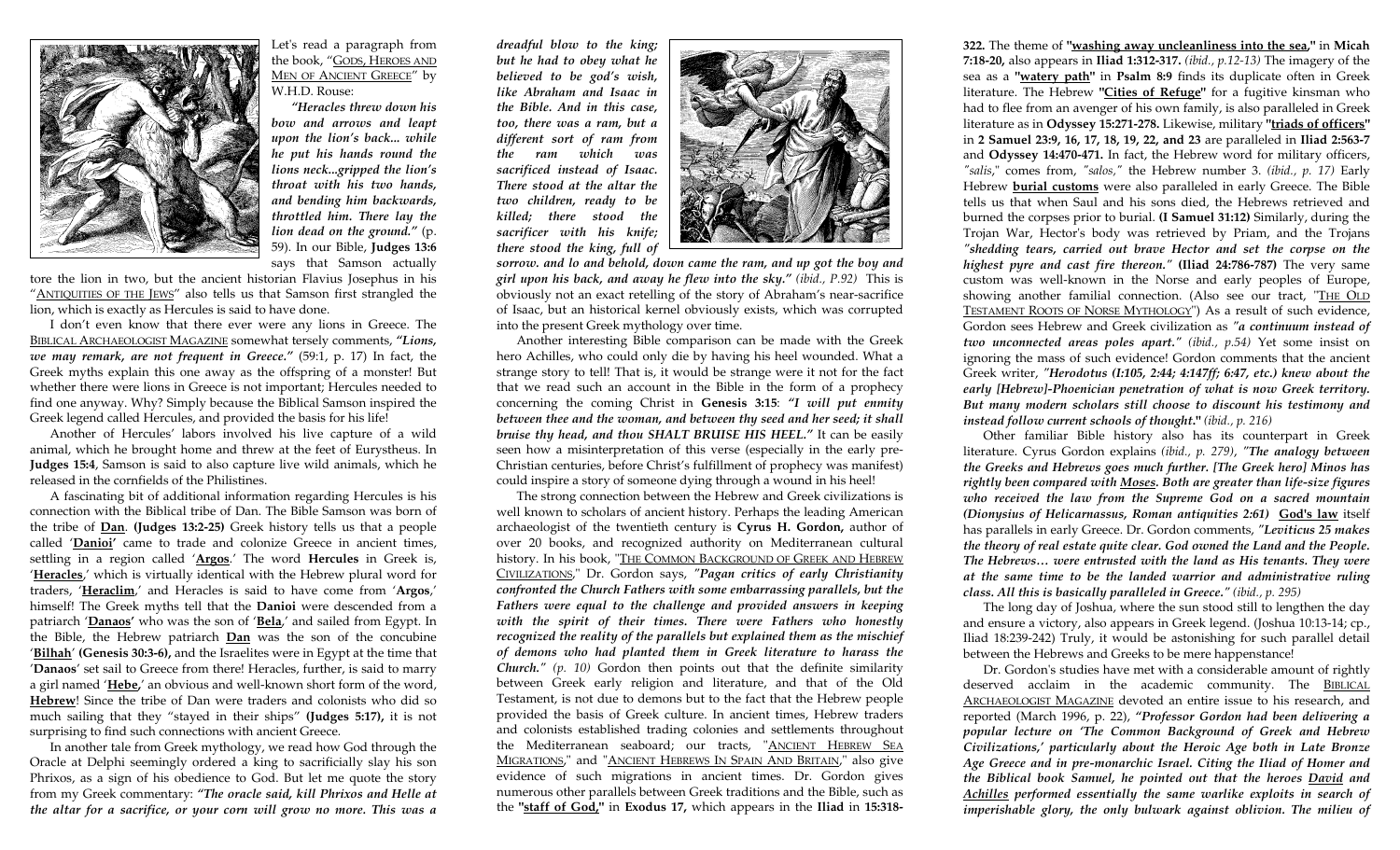Let's read a paragraph from the book, "GODS, HEROES AND MEN OF ANCIENT GREECE" by W.H.D. Rouse:

*"Heracles threw down his bow and arrows and leapt upon the lion's back... while he put his hands round the lions neck...gripped the lion's throat with his two hands, and bending him backwards, throttled him. There lay the lion dead on the ground."* (p. 59). In our Bible, **Judges 13:6** says that Samson actually tore the lion in two, but the ancient historian Flavius Josephus in his "ANTIQUITIES OF THE JEWS" also tells us that Samson first strangled the lion, which is exactly as Hercules is said to have done.

I don't even know that there ever were any lions in Greece. The BIBLICAL ARCHAEOLOGIST MAGAZINE somewhat tersely comments, *"Lions, we may remark, are not frequent in Greece."* (59:1, p. 17) In fact, the Greek myths explain this one away as the offspring of a monster! But whether there were lions in Greece is not important; Hercules needed to find one anyway. Why? Simply because the Biblical Samson inspired the Greek legend called Hercules, and provided the basis for his life!

Another of Hercules' labors involved his live capture of a wild animal, which he brought home and threw at the feet of Eurystheus. In **Judges 15:4**, Samson is said to also capture live wild animals, which he released in the cornfields of the Philistines.

A fascinating bit of additional information regarding Hercules is his connection with the Biblical tribe of Dan. The Bible Samson was born of the tribe of **Dan**. **(Judges 13:2-25)** Greek history tells us that a people called '**Danioi**' came to trade and colonize Greece in ancient times, settling in a region called '**Argos**.' The word **Hercules** in Greek is, '**Heracles**,' which is virtually identical with the Hebrew plural word for traders, '**Heraclim**,' and Heracles is said to have come from '**Argos**,' himself! The Greek myths tell that the **Danioi** were descended from a patriarch '**Danaos'** who was the son of '**Bela**,' and sailed from Egypt. In the Bible, the Hebrew patriarch **Dan** was the son of the concubine '**Bilhah**' **(Genesis 30:3-6),** and the Israelites were in Egypt at the time that '**Danaos**' set sail to Greece from there! Heracles, further, is said to marry a girl named '**Hebe**,' an obvious and well-known short form of the word, **Hebrew**! Since the tribe of Dan were traders and colonists who did so much sailing that they "stayed in their ships" **(Judges 5:17),** it is not surprising to find such connections with ancient Greece.

In another tale from Greek mythology, we read how God through the Oracle at Delphi seemingly ordered a king to sacrificially slay his son Phrixos, as a sign of his obedience to God. But let me quote the story from my Greek commentary: ***"The oracle said, kill Phrixos and Helle at the altar for a sacrifice, or your corn will grow no more. This was a dreadful blow to the king; but he had to obey what he believed to be god's wish, like Abraham and Isaac in the Bible. And in this case, too, there was a ram, but a different sort of ram from the ram which was sacrificed instead of Isaac. There stood at the altar the two children, ready to be killed; there stood the sacrificer with his knife; there stood the king, full of sorrow. and lo and behold, down came the ram, and up got the boy and girl upon his back, and away he flew into the sky."*** *(ibid., P.92)* This is obviously not an exact retelling of the story of Abraham's near-sacrifice of Isaac, but an historical kernel obviously exists, which was corrupted into the present Greek mythology over time.

Another interesting Bible comparison can be made with the Greek hero Achilles, who could only die by having his heel wounded. What a strange story to tell! That is, it would be strange were it not for the fact that we read such an account in the Bible in the form of a prophecy concerning the coming Christ in **Genesis 3:15**: ***"I will put enmity between thee and the woman, and between thy seed and her seed; it shall bruise thy head, and thou SHALT BRUISE HIS HEEL."*** It can be easily seen how a misinterpretation of this verse (especially in the early pre-Christian centuries, before Christ's fulfillment of prophecy was manifest) could inspire a story of someone dying through a wound in his heel!

The strong connection between the Hebrew and Greek civilizations is well known to scholars of ancient history. Perhaps the leading American archaeologist of the twentieth century is **Cyrus H. Gordon,** author of over 20 books, and recognized authority on Mediterranean cultural history. In his book, "THE COMMON BACKGROUND OF GREEK AND HEBREW CIVILIZATIONS," Dr. Gordon says, ***"Pagan critics of early Christianity confronted the Church Fathers with some embarrassing parallels, but the Fathers were equal to the challenge and provided answers in keeping with the spirit of their times. There were Fathers who honestly recognized the reality of the parallels but explained them as the mischief of demons who had planted them in Greek literature to harass the Church."*** *(p. 10)* Gordon then points out that the definite similarity between Greek early religion and literature, and that of the Old Testament, is not due to demons but to the fact that the Hebrew people provided the basis of Greek culture. In ancient times, Hebrew traders and colonists established trading colonies and settlements throughout the Mediterranean seaboard; our tracts, "ANCIENT HEBREW SEA MIGRATIONS," and "ANCIENT HEBREWS IN SPAIN AND BRITAIN," also give evidence of such migrations in ancient times. Dr. Gordon gives numerous other parallels between Greek traditions and the Bible, such as the **"staff of God,"** in **Exodus 17,** which appears in the **Iliad** in **15:318-322.** The theme of **"washing away uncleanliness into the sea,"** in **Micah 7:18-20,** also appears in **Iliad 1:312-317.** *(ibid., p.12-13)* The imagery of the sea as a **"watery path"** in **Psalm 8:9** finds its duplicate often in Greek literature. The Hebrew **"Cities of Refuge"** for a fugitive kinsman who had to flee from an avenger of his own family, is also paralleled in Greek literature as in **Odyssey 15:271-278.** Likewise, military **"triads of officers"** in **2 Samuel 23:9, 16, 17, 18, 19, 22, and 23** are paralleled in **Iliad 2:563-7** and **Odyssey 14:470-471.** In fact, the Hebrew word for military officers, *"salis*," comes from, *"salos,"* the Hebrew number 3. *(ibid., p. 17)* Early Hebrew **burial customs** were also paralleled in early Greece. The Bible tells us that when Saul and his sons died, the Hebrews retrieved and burned the corpses prior to burial. **(I Samuel 31:12)** Similarly, during the Trojan War, Hector's body was retrieved by Priam, and the Trojans ***"shedding tears, carried out brave Hector and set the corpse on the highest pyre and cast fire thereon."*** **(Iliad 24:786-787)** The very same custom was well-known in the Norse and early peoples of Europe, showing another familial connection. (Also see our tract, "THE OLD TESTAMENT ROOTS OF NORSE MYTHOLOGY") As a result of such evidence, Gordon sees Hebrew and Greek civilization as ***"a continuum instead of two unconnected areas poles apart."*** *(ibid., p.54)* Yet some insist on ignoring the mass of such evidence! Gordon comments that the ancient Greek writer, ***"Herodotus (I:105, 2:44; 4:147ff; 6:47, etc.) knew about the early [Hebrew]-Phoenician penetration of what is now Greek territory. But many modern scholars still choose to discount his testimony and instead follow current schools of thought.*"** *(ibid., p. 216)*

Other familiar Bible history also has its counterpart in Greek literature. Cyrus Gordon explains *(ibid., p. 279)*, ***"The analogy between the Greeks and Hebrews goes much further. [The Greek hero] Minos has rightly been compared with Moses. Both are greater than life-size figures who received the law from the Supreme God on a sacred mountain (Dionysius of Helicarnassus, Roman antiquities 2:61)*** **God's law** itself has parallels in early Greece. Dr. Gordon comments, ***"Leviticus 25 makes the theory of real estate quite clear. God owned the Land and the People. The Hebrews… were entrusted with the land as His tenants. They were at the same time to be the landed warrior and administrative ruling class. All this is basically paralleled in Greece."*** *(ibid., p. 295)*

The long day of Joshua, where the sun stood still to lengthen the day and ensure a victory, also appears in Greek legend. (Joshua 10:13-14; cp., Iliad 18:239-242) Truly, it would be astonishing for such parallel detail between the Hebrews and Greeks to be mere happenstance!

Dr. Gordon's studies have met with a considerable amount of rightly deserved acclaim in the academic community. The BIBLICAL ARCHAEOLOGIST MAGAZINE devoted an entire issue to his research, and reported (March 1996, p. 22), ***"Professor Gordon had been delivering a popular lecture on 'The Common Background of Greek and Hebrew Civilizations,' particularly about the Heroic Age both in Late Bronze Age Greece and in pre-monarchic Israel. Citing the Iliad of Homer and the Biblical book Samuel, he pointed out that the heroes David and Achilles performed essentially the same warlike exploits in search of imperishable glory, the only bulwark against oblivion. The milieu of***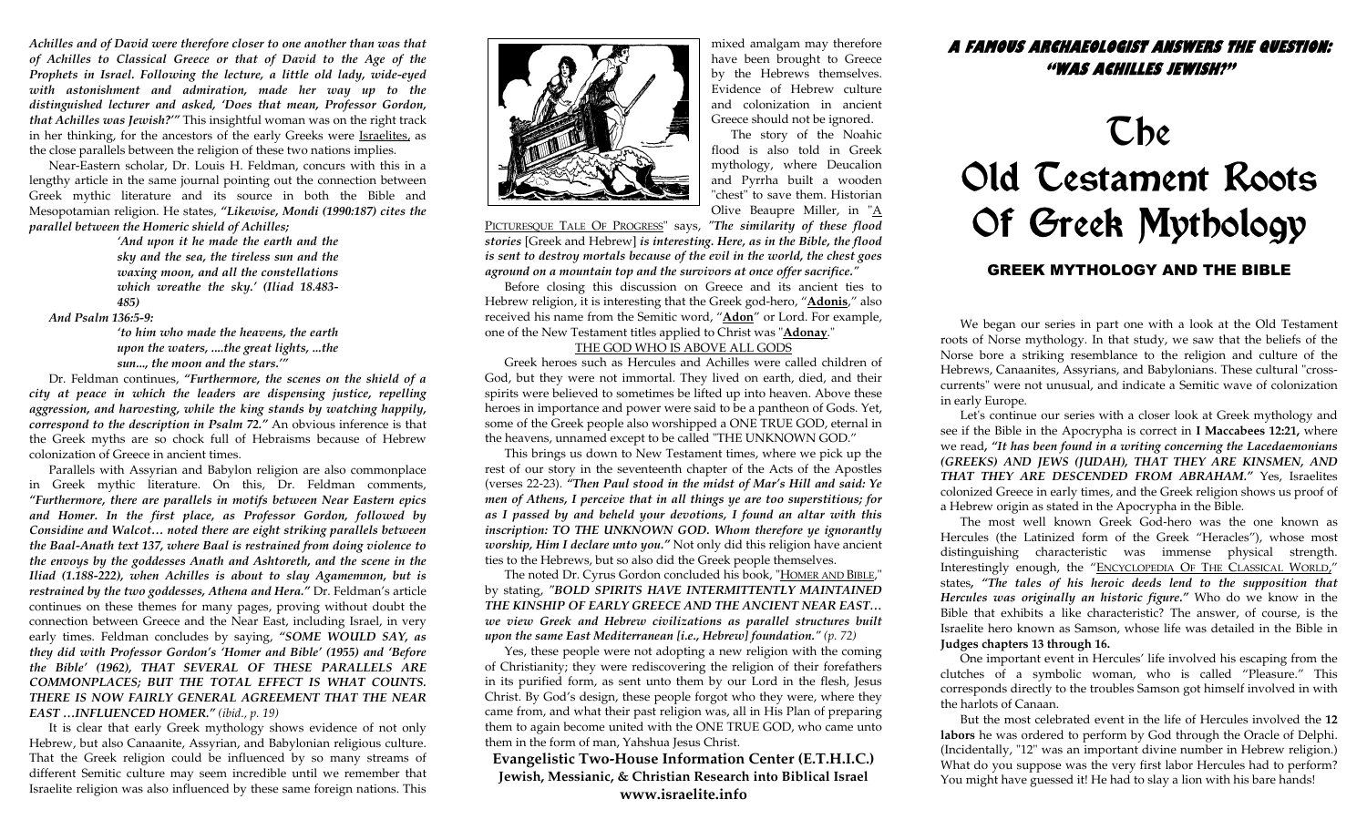*Achilles and of David were therefore closer to one another than was that of Achilles to Classical Greece or that of David to the Age of the Prophets in Israel. Following the lecture, a little old lady, wide-eyed with astonishment and admiration, made her way up to the distinguished lecturer and asked, 'Does that mean, Professor Gordon, that Achilles was Jewish?'"* This insightful woman was on the right track in her thinking, for the ancestors of the early Greeks were Israelites, as the close parallels between the religion of these two nations implies.

Near-Eastern scholar, Dr. Louis H. Feldman, concurs with this in a lengthy article in the same journal pointing out the connection between Greek mythic literature and its source in both the Bible and Mesopotamian religion. He states, *"Likewise, Mondi (1990:187) cites the parallel between the Homeric shield of Achilles;*

> *'And upon it he made the earth and the sky and the sea, the tireless sun and the waxing moon, and all the constellations which wreathe the sky.' (Iliad 18.483-485)*

*And Psalm 136:5-9:*

> *'to him who made the heavens, the earth upon the waters, ....the great lights, ...the sun..., the moon and the stars.'"*

Dr. Feldman continues, *"Furthermore, the scenes on the shield of a city at peace in which the leaders are dispensing justice, repelling aggression, and harvesting, while the king stands by watching happily, correspond to the description in Psalm 72."* An obvious inference is that the Greek myths are so chock full of Hebraisms because of Hebrew colonization of Greece in ancient times.

Parallels with Assyrian and Babylon religion are also commonplace in Greek mythic literature. On this, Dr. Feldman comments, *"Furthermore, there are parallels in motifs between Near Eastern epics and Homer. In the first place, as Professor Gordon, followed by Considine and Walcot… noted there are eight striking parallels between the Baal-Anath text 137, where Baal is restrained from doing violence to the envoys by the goddesses Anath and Ashtoreth, and the scene in the Iliad (1.188-222), when Achilles is about to slay Agamemnon, but is restrained by the two goddesses, Athena and Hera."* Dr. Feldman's article continues on these themes for many pages, proving without doubt the connection between Greece and the Near East, including Israel, in very early times. Feldman concludes by saying, *"SOME WOULD SAY, as they did with Professor Gordon's 'Homer and Bible' (1955) and 'Before the Bible' (1962), THAT SEVERAL OF THESE PARALLELS ARE COMMONPLACES; BUT THE TOTAL EFFECT IS WHAT COUNTS. THERE IS NOW FAIRLY GENERAL AGREEMENT THAT THE NEAR EAST …INFLUENCED HOMER." (ibid., p. 19)*

It is clear that early Greek mythology shows evidence of not only Hebrew, but also Canaanite, Assyrian, and Babylonian religious culture. That the Greek religion could be influenced by so many streams of different Semitic culture may seem incredible until we remember that Israelite religion was also influenced by these same foreign nations. This mixed amalgam may therefore have been brought to Greece by the Hebrews themselves. Evidence of Hebrew culture and colonization in ancient Greece should not be ignored.

The story of the Noahic flood is also told in Greek mythology, where Deucalion and Pyrrha built a wooden "chest" to save them. Historian Olive Beaupre Miller, in "A Picturesque Tale Of Progress" says, *"The similarity of these flood stories* [Greek and Hebrew] *is interesting. Here, as in the Bible, the flood is sent to destroy mortals because of the evil in the world, the chest goes aground on a mountain top and the survivors at once offer sacrifice."*

Before closing this discussion on Greece and its ancient ties to Hebrew religion, it is interesting that the Greek god-hero, "**Adonis**," also received his name from the Semitic word, "**Adon**" or Lord. For example, one of the New Testament titles applied to Christ was "**Adonay**."

THE GOD WHO IS ABOVE ALL GODS

Greek heroes such as Hercules and Achilles were called children of God, but they were not immortal. They lived on earth, died, and their spirits were believed to sometimes be lifted up into heaven. Above these heroes in importance and power were said to be a pantheon of Gods. Yet, some of the Greek people also worshipped a ONE TRUE GOD, eternal in the heavens, unnamed except to be called "THE UNKNOWN GOD."

This brings us down to New Testament times, where we pick up the rest of our story in the seventeenth chapter of the Acts of the Apostles (verses 22-23). *"Then Paul stood in the midst of Mar's Hill and said: Ye men of Athens, I perceive that in all things ye are too superstitious; for as I passed by and beheld your devotions, I found an altar with this inscription: TO THE UNKNOWN GOD. Whom therefore ye ignorantly worship, Him I declare unto you."* Not only did this religion have ancient ties to the Hebrews, but so also did the Greek people themselves.

The noted Dr. Cyrus Gordon concluded his book, "Homer and Bible," by stating, *"BOLD SPIRITS HAVE INTERMITTENTLY MAINTAINED THE KINSHIP OF EARLY GREECE AND THE ANCIENT NEAR EAST… we view Greek and Hebrew civilizations as parallel structures built upon the same East Mediterranean [i.e., Hebrew] foundation." (p. 72)*

Yes, these people were not adopting a new religion with the coming of Christianity; they were rediscovering the religion of their forefathers in its purified form, as sent unto them by our Lord in the flesh, Jesus Christ. By God's design, these people forgot who they were, where they came from, and what their past religion was, all in His Plan of preparing them to again become united with the ONE TRUE GOD, who came unto them in the form of man, Yahshua Jesus Christ.

**Evangelistic Two-House Information Center (E.T.H.I.C.)**
**Jewish, Messianic, & Christian Research into Biblical Israel**
**www.israelite.info**

## A FAMOUS ARCHAEOLOGIST ANSWERS THE QUESTION: "WAS ACHILLES JEWISH?"

# The Old Testament Roots Of Greek Mythology

## GREEK MYTHOLOGY AND THE BIBLE

We began our series in part one with a look at the Old Testament roots of Norse mythology. In that study, we saw that the beliefs of the Norse bore a striking resemblance to the religion and culture of the Hebrews, Canaanites, Assyrians, and Babylonians. These cultural "cross-currents" were not unusual, and indicate a Semitic wave of colonization in early Europe.

Let's continue our series with a closer look at Greek mythology and see if the Bible in the Apocrypha is correct in **I Maccabees 12:21,** where we read, *"It has been found in a writing concerning the Lacedaemonians (GREEKS) AND JEWS (JUDAH), THAT THEY ARE KINSMEN, AND THAT THEY ARE DESCENDED FROM ABRAHAM."* Yes, Israelites colonized Greece in early times, and the Greek religion shows us proof of a Hebrew origin as stated in the Apocrypha in the Bible.

The most well known Greek God-hero was the one known as Hercules (the Latinized form of the Greek "Heracles"), whose most distinguishing characteristic was immense physical strength. Interestingly enough, the "Encyclopedia Of The Classical World," states, *"The tales of his heroic deeds lend to the supposition that Hercules was originally an historic figure."* Who do we know in the Bible that exhibits a like characteristic? The answer, of course, is the Israelite hero known as Samson, whose life was detailed in the Bible in **Judges chapters 13 through 16.**

One important event in Hercules' life involved his escaping from the clutches of a symbolic woman, who is called "Pleasure." This corresponds directly to the troubles Samson got himself involved in with the harlots of Canaan.

But the most celebrated event in the life of Hercules involved the **12 labors** he was ordered to perform by God through the Oracle of Delphi. (Incidentally, "12" was an important divine number in Hebrew religion.) What do you suppose was the very first labor Hercules had to perform? You might have guessed it! He had to slay a lion with his bare hands!